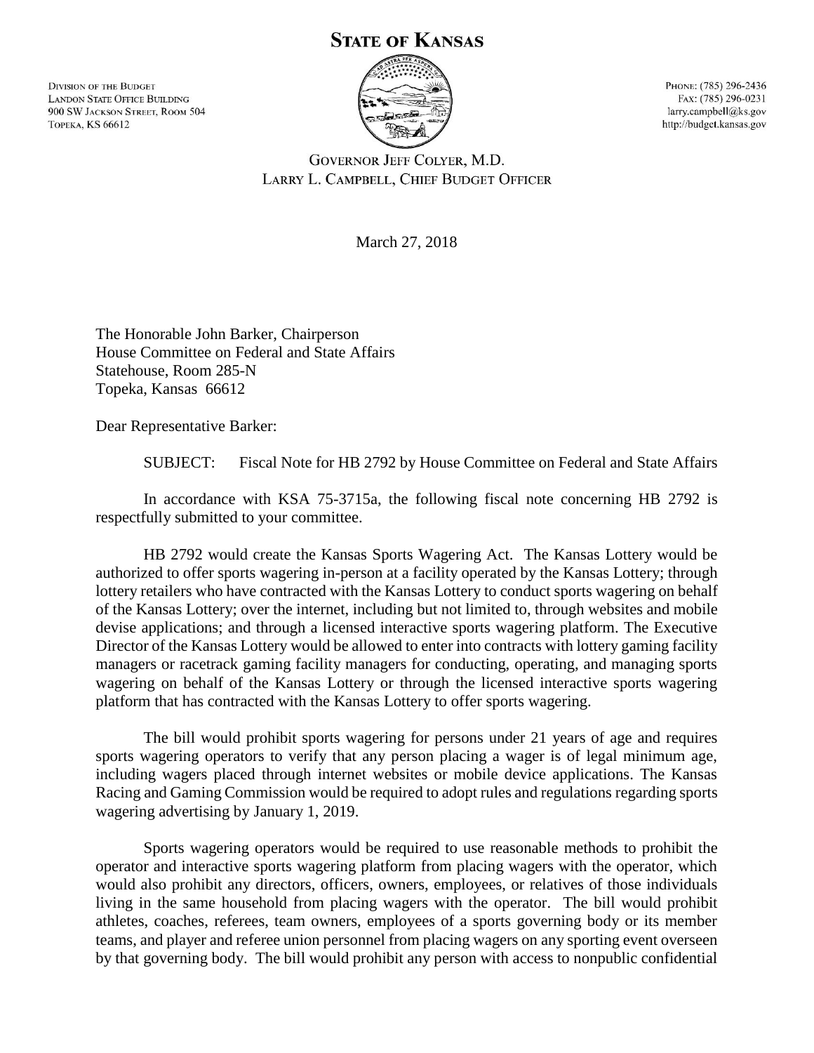# State of Kansas

Division of the Budget
Landon State Office Building
900 SW Jackson Street, Room 504
Topeka, KS 66612

Phone: (785) 296-2436
Fax: (785) 296-0231
larry.campbell@ks.gov
http://budget.kansas.gov

Governor Jeff Colyer, M.D.
Larry L. Campbell, Chief Budget Officer

March 27, 2018

The Honorable John Barker, Chairperson
House Committee on Federal and State Affairs
Statehouse, Room 285-N
Topeka, Kansas 66612

Dear Representative Barker:

SUBJECT: Fiscal Note for HB 2792 by House Committee on Federal and State Affairs

In accordance with KSA 75-3715a, the following fiscal note concerning HB 2792 is respectfully submitted to your committee.

HB 2792 would create the Kansas Sports Wagering Act. The Kansas Lottery would be authorized to offer sports wagering in-person at a facility operated by the Kansas Lottery; through lottery retailers who have contracted with the Kansas Lottery to conduct sports wagering on behalf of the Kansas Lottery; over the internet, including but not limited to, through websites and mobile devise applications; and through a licensed interactive sports wagering platform. The Executive Director of the Kansas Lottery would be allowed to enter into contracts with lottery gaming facility managers or racetrack gaming facility managers for conducting, operating, and managing sports wagering on behalf of the Kansas Lottery or through the licensed interactive sports wagering platform that has contracted with the Kansas Lottery to offer sports wagering.

The bill would prohibit sports wagering for persons under 21 years of age and requires sports wagering operators to verify that any person placing a wager is of legal minimum age, including wagers placed through internet websites or mobile device applications. The Kansas Racing and Gaming Commission would be required to adopt rules and regulations regarding sports wagering advertising by January 1, 2019.

Sports wagering operators would be required to use reasonable methods to prohibit the operator and interactive sports wagering platform from placing wagers with the operator, which would also prohibit any directors, officers, owners, employees, or relatives of those individuals living in the same household from placing wagers with the operator. The bill would prohibit athletes, coaches, referees, team owners, employees of a sports governing body or its member teams, and player and referee union personnel from placing wagers on any sporting event overseen by that governing body. The bill would prohibit any person with access to nonpublic confidential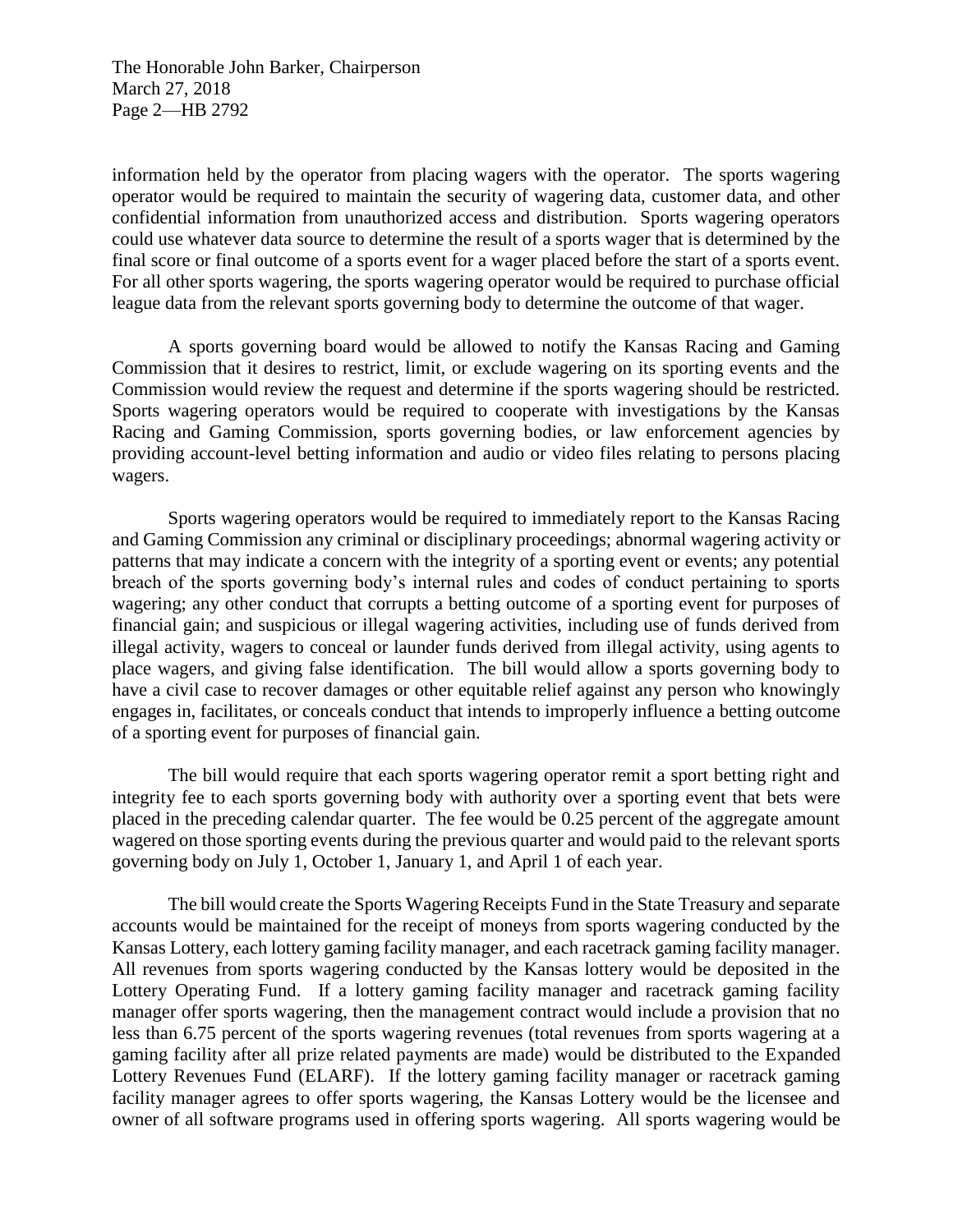information held by the operator from placing wagers with the operator. The sports wagering operator would be required to maintain the security of wagering data, customer data, and other confidential information from unauthorized access and distribution. Sports wagering operators could use whatever data source to determine the result of a sports wager that is determined by the final score or final outcome of a sports event for a wager placed before the start of a sports event. For all other sports wagering, the sports wagering operator would be required to purchase official league data from the relevant sports governing body to determine the outcome of that wager.

A sports governing board would be allowed to notify the Kansas Racing and Gaming Commission that it desires to restrict, limit, or exclude wagering on its sporting events and the Commission would review the request and determine if the sports wagering should be restricted. Sports wagering operators would be required to cooperate with investigations by the Kansas Racing and Gaming Commission, sports governing bodies, or law enforcement agencies by providing account-level betting information and audio or video files relating to persons placing wagers.

Sports wagering operators would be required to immediately report to the Kansas Racing and Gaming Commission any criminal or disciplinary proceedings; abnormal wagering activity or patterns that may indicate a concern with the integrity of a sporting event or events; any potential breach of the sports governing body's internal rules and codes of conduct pertaining to sports wagering; any other conduct that corrupts a betting outcome of a sporting event for purposes of financial gain; and suspicious or illegal wagering activities, including use of funds derived from illegal activity, wagers to conceal or launder funds derived from illegal activity, using agents to place wagers, and giving false identification. The bill would allow a sports governing body to have a civil case to recover damages or other equitable relief against any person who knowingly engages in, facilitates, or conceals conduct that intends to improperly influence a betting outcome of a sporting event for purposes of financial gain.

The bill would require that each sports wagering operator remit a sport betting right and integrity fee to each sports governing body with authority over a sporting event that bets were placed in the preceding calendar quarter. The fee would be 0.25 percent of the aggregate amount wagered on those sporting events during the previous quarter and would paid to the relevant sports governing body on July 1, October 1, January 1, and April 1 of each year.

The bill would create the Sports Wagering Receipts Fund in the State Treasury and separate accounts would be maintained for the receipt of moneys from sports wagering conducted by the Kansas Lottery, each lottery gaming facility manager, and each racetrack gaming facility manager. All revenues from sports wagering conducted by the Kansas lottery would be deposited in the Lottery Operating Fund. If a lottery gaming facility manager and racetrack gaming facility manager offer sports wagering, then the management contract would include a provision that no less than 6.75 percent of the sports wagering revenues (total revenues from sports wagering at a gaming facility after all prize related payments are made) would be distributed to the Expanded Lottery Revenues Fund (ELARF). If the lottery gaming facility manager or racetrack gaming facility manager agrees to offer sports wagering, the Kansas Lottery would be the licensee and owner of all software programs used in offering sports wagering. All sports wagering would be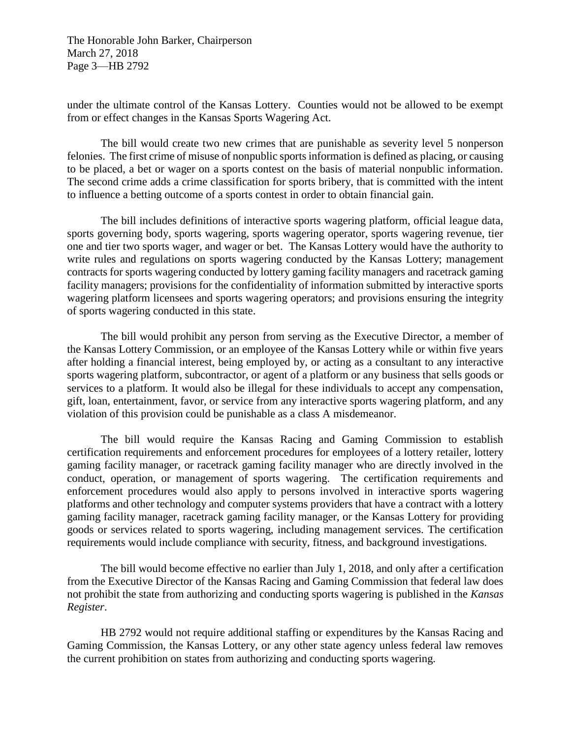under the ultimate control of the Kansas Lottery. Counties would not be allowed to be exempt from or effect changes in the Kansas Sports Wagering Act.

The bill would create two new crimes that are punishable as severity level 5 nonperson felonies. The first crime of misuse of nonpublic sports information is defined as placing, or causing to be placed, a bet or wager on a sports contest on the basis of material nonpublic information. The second crime adds a crime classification for sports bribery, that is committed with the intent to influence a betting outcome of a sports contest in order to obtain financial gain.

The bill includes definitions of interactive sports wagering platform, official league data, sports governing body, sports wagering, sports wagering operator, sports wagering revenue, tier one and tier two sports wager, and wager or bet. The Kansas Lottery would have the authority to write rules and regulations on sports wagering conducted by the Kansas Lottery; management contracts for sports wagering conducted by lottery gaming facility managers and racetrack gaming facility managers; provisions for the confidentiality of information submitted by interactive sports wagering platform licensees and sports wagering operators; and provisions ensuring the integrity of sports wagering conducted in this state.

The bill would prohibit any person from serving as the Executive Director, a member of the Kansas Lottery Commission, or an employee of the Kansas Lottery while or within five years after holding a financial interest, being employed by, or acting as a consultant to any interactive sports wagering platform, subcontractor, or agent of a platform or any business that sells goods or services to a platform. It would also be illegal for these individuals to accept any compensation, gift, loan, entertainment, favor, or service from any interactive sports wagering platform, and any violation of this provision could be punishable as a class A misdemeanor.

The bill would require the Kansas Racing and Gaming Commission to establish certification requirements and enforcement procedures for employees of a lottery retailer, lottery gaming facility manager, or racetrack gaming facility manager who are directly involved in the conduct, operation, or management of sports wagering. The certification requirements and enforcement procedures would also apply to persons involved in interactive sports wagering platforms and other technology and computer systems providers that have a contract with a lottery gaming facility manager, racetrack gaming facility manager, or the Kansas Lottery for providing goods or services related to sports wagering, including management services. The certification requirements would include compliance with security, fitness, and background investigations.

The bill would become effective no earlier than July 1, 2018, and only after a certification from the Executive Director of the Kansas Racing and Gaming Commission that federal law does not prohibit the state from authorizing and conducting sports wagering is published in the *Kansas Register*.

HB 2792 would not require additional staffing or expenditures by the Kansas Racing and Gaming Commission, the Kansas Lottery, or any other state agency unless federal law removes the current prohibition on states from authorizing and conducting sports wagering.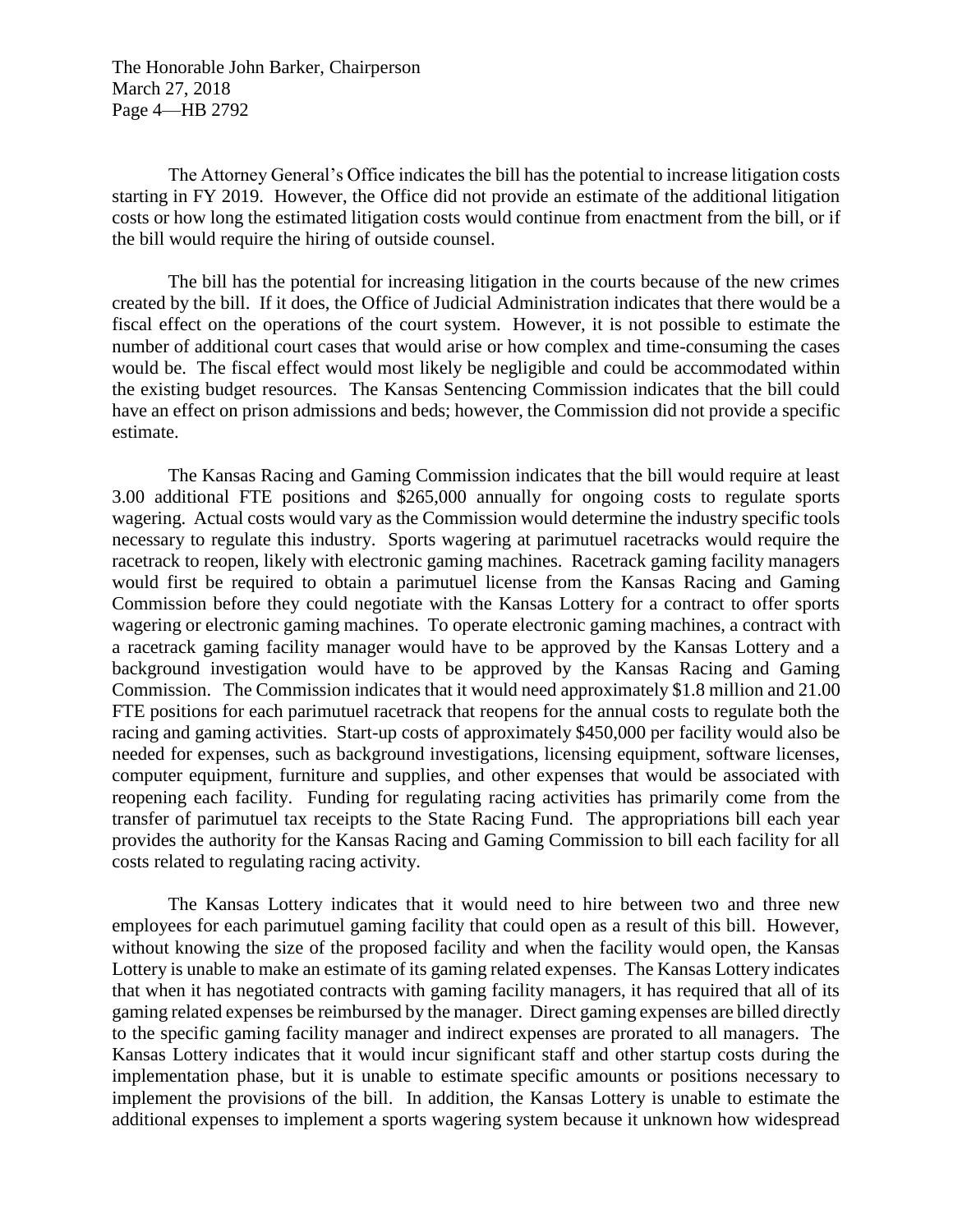The Attorney General's Office indicates the bill has the potential to increase litigation costs starting in FY 2019. However, the Office did not provide an estimate of the additional litigation costs or how long the estimated litigation costs would continue from enactment from the bill, or if the bill would require the hiring of outside counsel.

The bill has the potential for increasing litigation in the courts because of the new crimes created by the bill. If it does, the Office of Judicial Administration indicates that there would be a fiscal effect on the operations of the court system. However, it is not possible to estimate the number of additional court cases that would arise or how complex and time-consuming the cases would be. The fiscal effect would most likely be negligible and could be accommodated within the existing budget resources. The Kansas Sentencing Commission indicates that the bill could have an effect on prison admissions and beds; however, the Commission did not provide a specific estimate.

The Kansas Racing and Gaming Commission indicates that the bill would require at least 3.00 additional FTE positions and $265,000 annually for ongoing costs to regulate sports wagering. Actual costs would vary as the Commission would determine the industry specific tools necessary to regulate this industry. Sports wagering at parimutuel racetracks would require the racetrack to reopen, likely with electronic gaming machines. Racetrack gaming facility managers would first be required to obtain a parimutuel license from the Kansas Racing and Gaming Commission before they could negotiate with the Kansas Lottery for a contract to offer sports wagering or electronic gaming machines. To operate electronic gaming machines, a contract with a racetrack gaming facility manager would have to be approved by the Kansas Lottery and a background investigation would have to be approved by the Kansas Racing and Gaming Commission. The Commission indicates that it would need approximately $1.8 million and 21.00 FTE positions for each parimutuel racetrack that reopens for the annual costs to regulate both the racing and gaming activities. Start-up costs of approximately $450,000 per facility would also be needed for expenses, such as background investigations, licensing equipment, software licenses, computer equipment, furniture and supplies, and other expenses that would be associated with reopening each facility. Funding for regulating racing activities has primarily come from the transfer of parimutuel tax receipts to the State Racing Fund. The appropriations bill each year provides the authority for the Kansas Racing and Gaming Commission to bill each facility for all costs related to regulating racing activity.

The Kansas Lottery indicates that it would need to hire between two and three new employees for each parimutuel gaming facility that could open as a result of this bill. However, without knowing the size of the proposed facility and when the facility would open, the Kansas Lottery is unable to make an estimate of its gaming related expenses. The Kansas Lottery indicates that when it has negotiated contracts with gaming facility managers, it has required that all of its gaming related expenses be reimbursed by the manager. Direct gaming expenses are billed directly to the specific gaming facility manager and indirect expenses are prorated to all managers. The Kansas Lottery indicates that it would incur significant staff and other startup costs during the implementation phase, but it is unable to estimate specific amounts or positions necessary to implement the provisions of the bill. In addition, the Kansas Lottery is unable to estimate the additional expenses to implement a sports wagering system because it unknown how widespread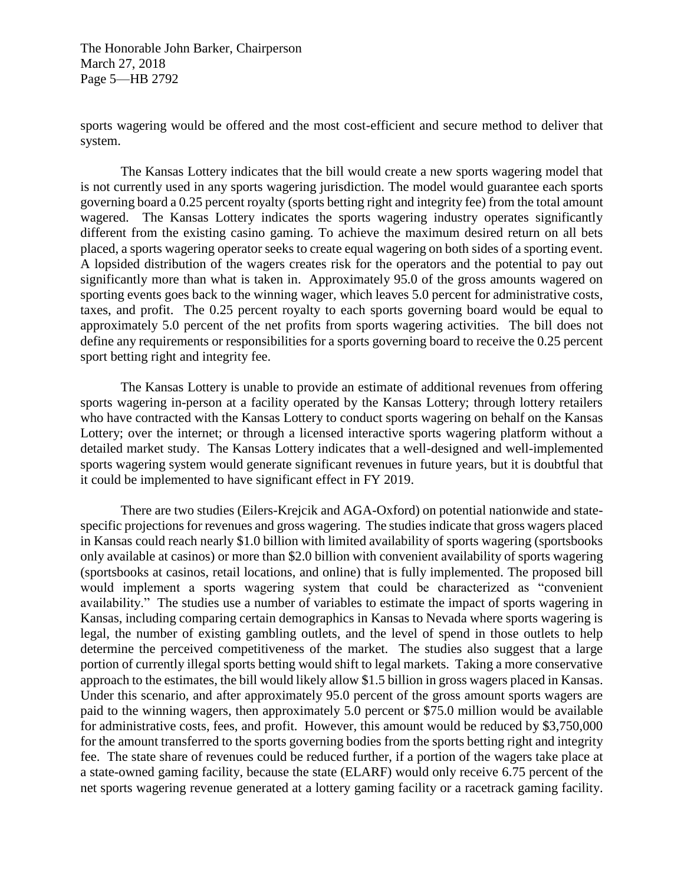sports wagering would be offered and the most cost-efficient and secure method to deliver that system.

The Kansas Lottery indicates that the bill would create a new sports wagering model that is not currently used in any sports wagering jurisdiction. The model would guarantee each sports governing board a 0.25 percent royalty (sports betting right and integrity fee) from the total amount wagered. The Kansas Lottery indicates the sports wagering industry operates significantly different from the existing casino gaming. To achieve the maximum desired return on all bets placed, a sports wagering operator seeks to create equal wagering on both sides of a sporting event. A lopsided distribution of the wagers creates risk for the operators and the potential to pay out significantly more than what is taken in. Approximately 95.0 of the gross amounts wagered on sporting events goes back to the winning wager, which leaves 5.0 percent for administrative costs, taxes, and profit. The 0.25 percent royalty to each sports governing board would be equal to approximately 5.0 percent of the net profits from sports wagering activities. The bill does not define any requirements or responsibilities for a sports governing board to receive the 0.25 percent sport betting right and integrity fee.

The Kansas Lottery is unable to provide an estimate of additional revenues from offering sports wagering in-person at a facility operated by the Kansas Lottery; through lottery retailers who have contracted with the Kansas Lottery to conduct sports wagering on behalf on the Kansas Lottery; over the internet; or through a licensed interactive sports wagering platform without a detailed market study. The Kansas Lottery indicates that a well-designed and well-implemented sports wagering system would generate significant revenues in future years, but it is doubtful that it could be implemented to have significant effect in FY 2019.

There are two studies (Eilers-Krejcik and AGA-Oxford) on potential nationwide and state-specific projections for revenues and gross wagering. The studies indicate that gross wagers placed in Kansas could reach nearly \$1.0 billion with limited availability of sports wagering (sportsbooks only available at casinos) or more than \$2.0 billion with convenient availability of sports wagering (sportsbooks at casinos, retail locations, and online) that is fully implemented. The proposed bill would implement a sports wagering system that could be characterized as "convenient availability." The studies use a number of variables to estimate the impact of sports wagering in Kansas, including comparing certain demographics in Kansas to Nevada where sports wagering is legal, the number of existing gambling outlets, and the level of spend in those outlets to help determine the perceived competitiveness of the market. The studies also suggest that a large portion of currently illegal sports betting would shift to legal markets. Taking a more conservative approach to the estimates, the bill would likely allow \$1.5 billion in gross wagers placed in Kansas. Under this scenario, and after approximately 95.0 percent of the gross amount sports wagers are paid to the winning wagers, then approximately 5.0 percent or \$75.0 million would be available for administrative costs, fees, and profit. However, this amount would be reduced by \$3,750,000 for the amount transferred to the sports governing bodies from the sports betting right and integrity fee. The state share of revenues could be reduced further, if a portion of the wagers take place at a state-owned gaming facility, because the state (ELARF) would only receive 6.75 percent of the net sports wagering revenue generated at a lottery gaming facility or a racetrack gaming facility.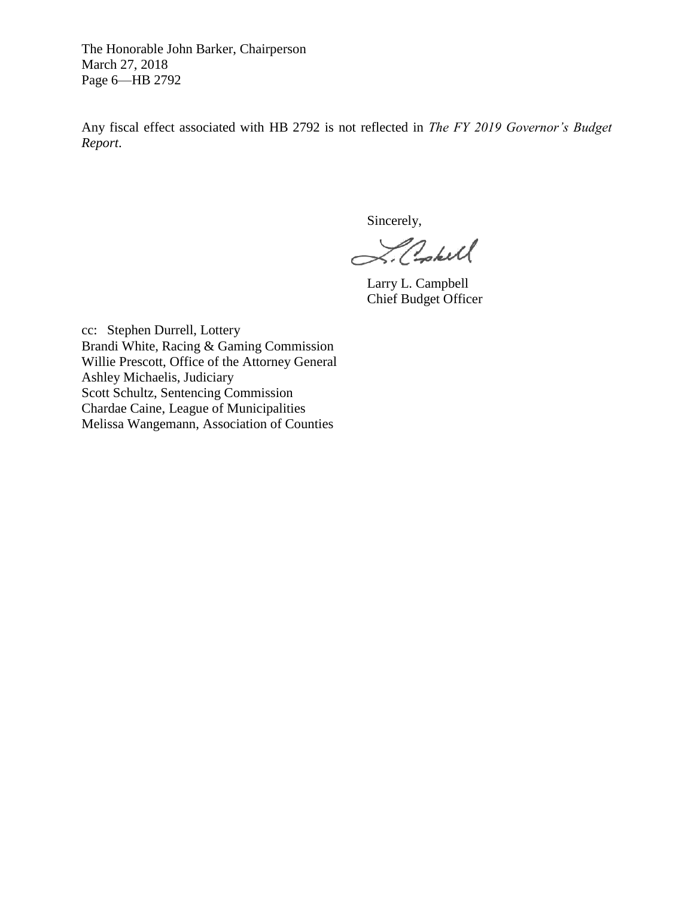The Honorable John Barker, Chairperson
March 27, 2018
Page 6—HB 2792

Any fiscal effect associated with HB 2792 is not reflected in *The FY 2019 Governor's Budget Report*.

Sincerely,

Larry L. Campbell
Chief Budget Officer

cc: Stephen Durrell, Lottery
Brandi White, Racing & Gaming Commission
Willie Prescott, Office of the Attorney General
Ashley Michaelis, Judiciary
Scott Schultz, Sentencing Commission
Chardae Caine, League of Municipalities
Melissa Wangemann, Association of Counties